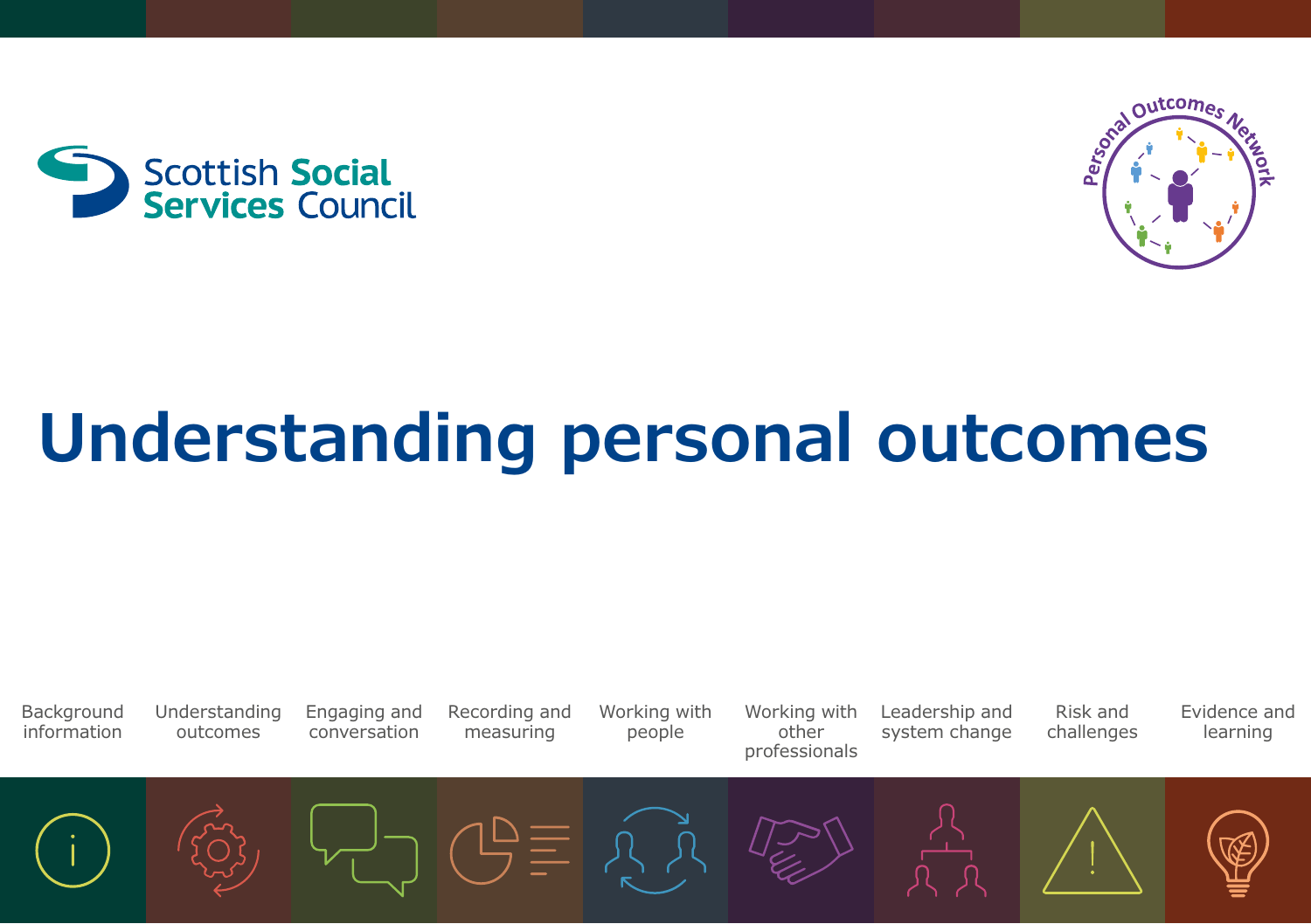Scottish Social Services Council

Personal Outcomes Network

# Understanding personal outcomes

Background information | Understanding outcomes | Engaging and conversation | Recording and measuring | Working with people | Working with other professionals | Leadership and system change | Risk and challenges | Evidence and learning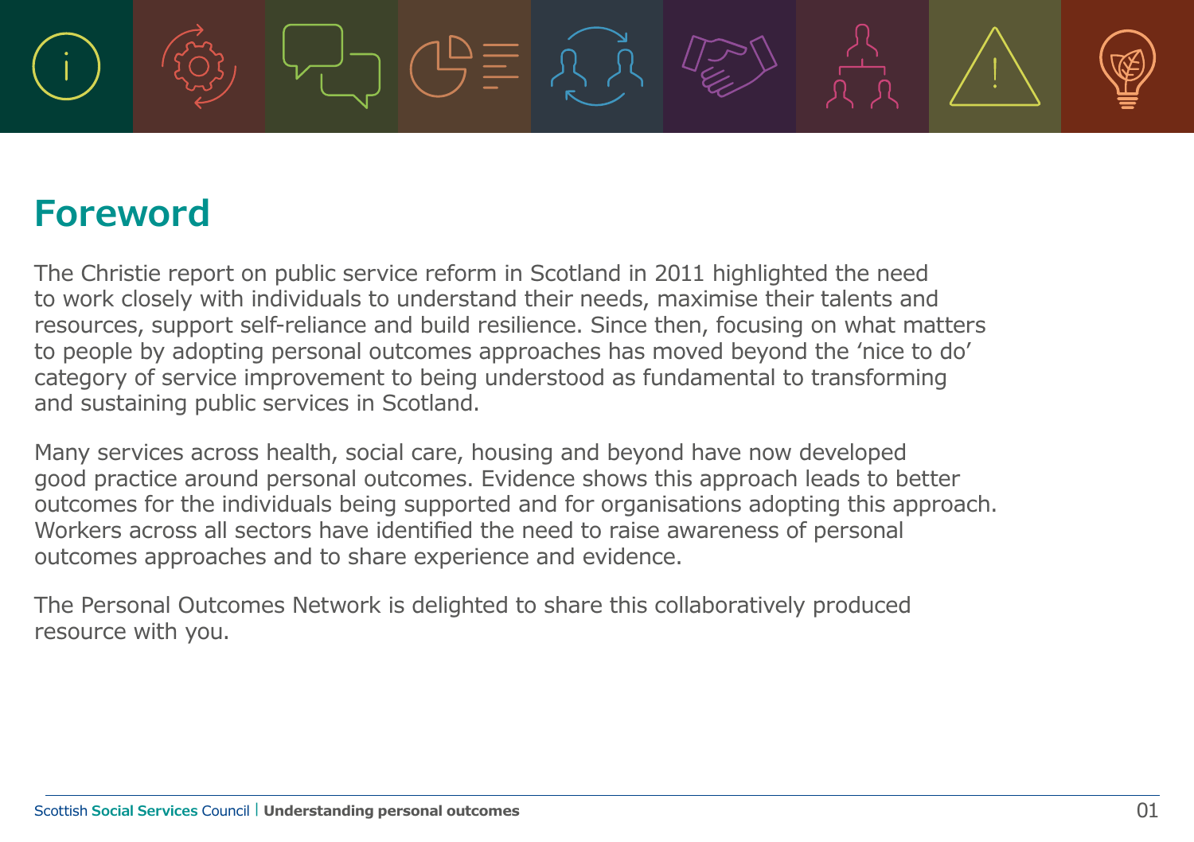# Foreword

The Christie report on public service reform in Scotland in 2011 highlighted the need to work closely with individuals to understand their needs, maximise their talents and resources, support self-reliance and build resilience. Since then, focusing on what matters to people by adopting personal outcomes approaches has moved beyond the 'nice to do' category of service improvement to being understood as fundamental to transforming and sustaining public services in Scotland.

Many services across health, social care, housing and beyond have now developed good practice around personal outcomes. Evidence shows this approach leads to better outcomes for the individuals being supported and for organisations adopting this approach. Workers across all sectors have identified the need to raise awareness of personal outcomes approaches and to share experience and evidence.

The Personal Outcomes Network is delighted to share this collaboratively produced resource with you.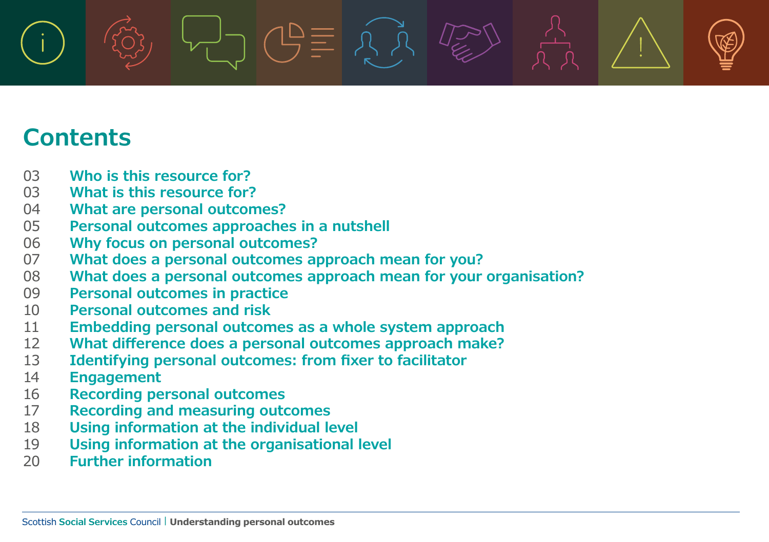# Contents

| | |
|---|---|
| 03 | **Who is this resource for?** |
| 03 | **What is this resource for?** |
| 04 | **What are personal outcomes?** |
| 05 | **Personal outcomes approaches in a nutshell** |
| 06 | **Why focus on personal outcomes?** |
| 07 | **What does a personal outcomes approach mean for you?** |
| 08 | **What does a personal outcomes approach mean for your organisation?** |
| 09 | **Personal outcomes in practice** |
| 10 | **Personal outcomes and risk** |
| 11 | **Embedding personal outcomes as a whole system approach** |
| 12 | **What difference does a personal outcomes approach make?** |
| 13 | **Identifying personal outcomes: from fixer to facilitator** |
| 14 | **Engagement** |
| 16 | **Recording personal outcomes** |
| 17 | **Recording and measuring outcomes** |
| 18 | **Using information at the individual level** |
| 19 | **Using information at the organisational level** |
| 20 | **Further information** |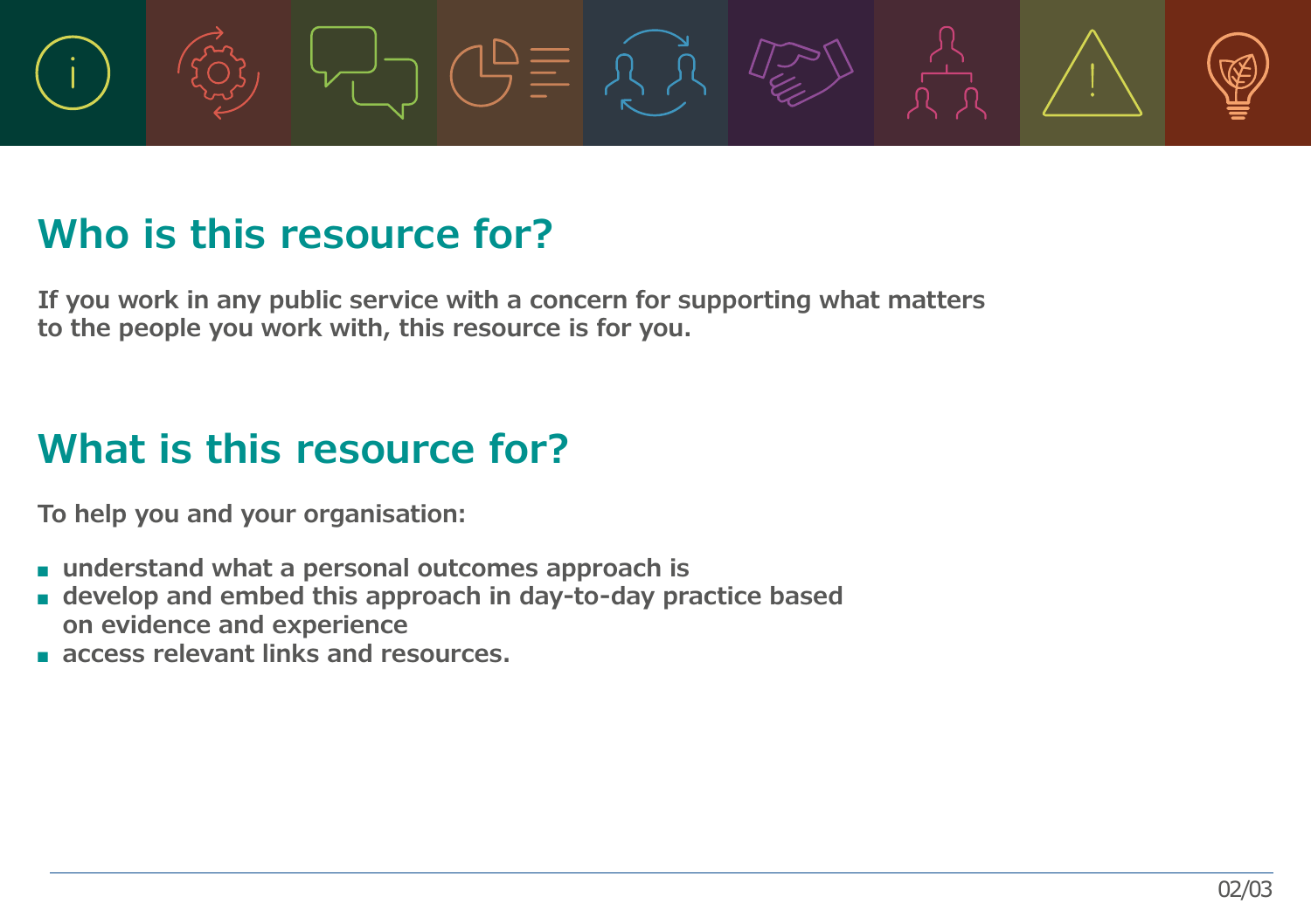## Who is this resource for?

**If you work in any public service with a concern for supporting what matters to the people you work with, this resource is for you.**

## What is this resource for?

**To help you and your organisation:**

- **understand what a personal outcomes approach is**
- **develop and embed this approach in day-to-day practice based on evidence and experience**
- **access relevant links and resources.**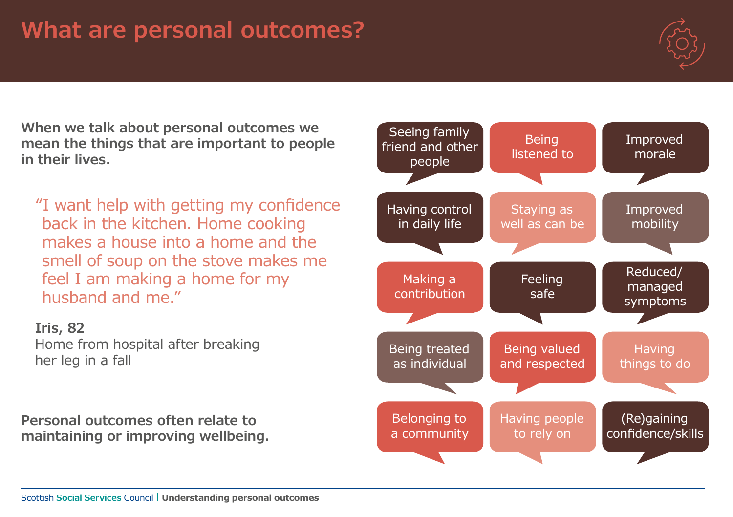# What are personal outcomes?

**When we talk about personal outcomes we mean the things that are important to people in their lives.**

"I want help with getting my confidence back in the kitchen. Home cooking makes a house into a home and the smell of soup on the stove makes me feel I am making a home for my husband and me."

**Iris, 82**
Home from hospital after breaking her leg in a fall

**Personal outcomes often relate to maintaining or improving wellbeing.**

- Seeing family friend and other people
- Being listened to
- Improved morale
- Having control in daily life
- Staying as well as can be
- Improved mobility
- Making a contribution
- Feeling safe
- Reduced/ managed symptoms
- Being treated as individual
- Being valued and respected
- Having things to do
- Belonging to a community
- Having people to rely on
- (Re)gaining confidence/skills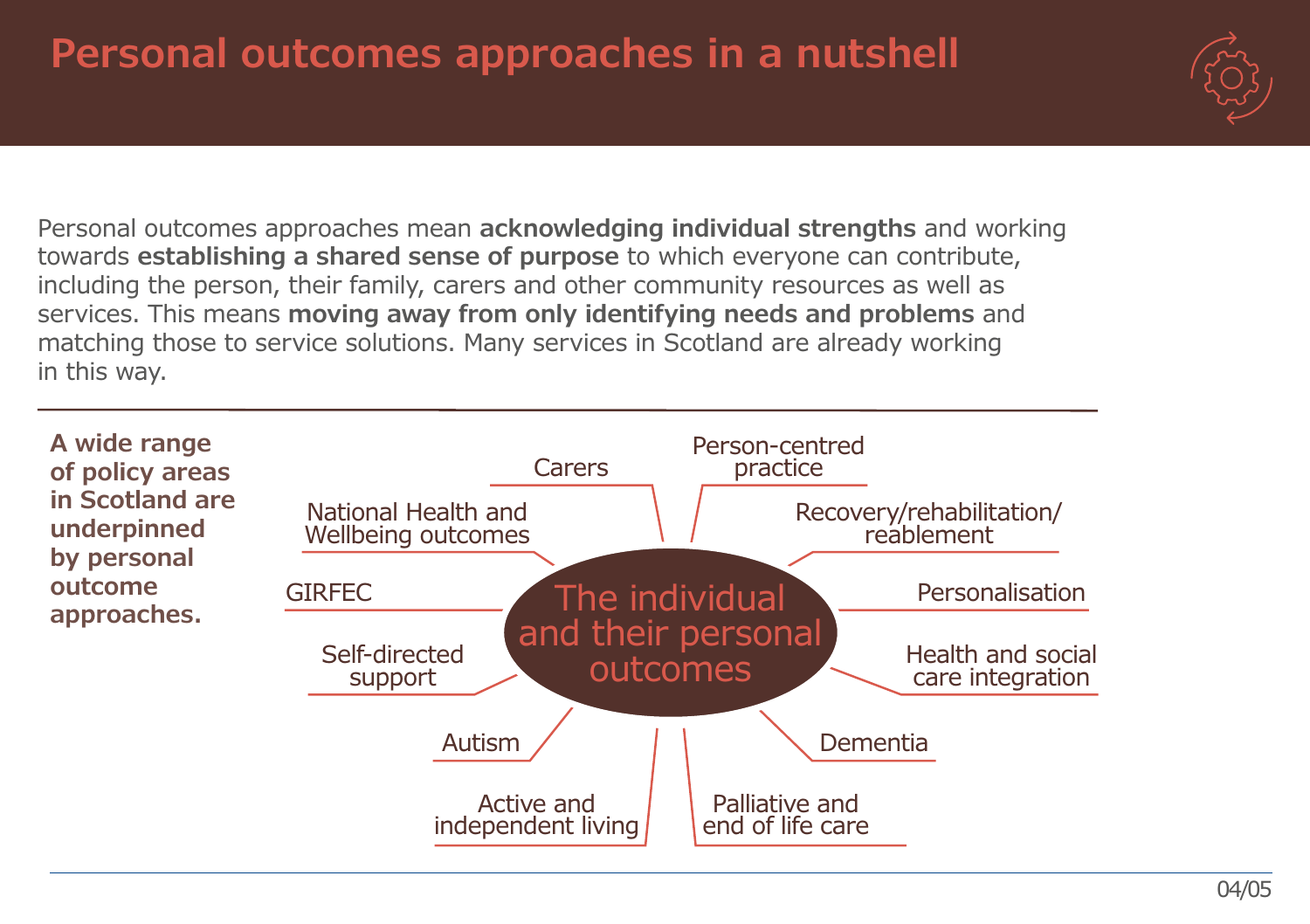# Personal outcomes approaches in a nutshell

Personal outcomes approaches mean **acknowledging individual strengths** and working towards **establishing a shared sense of purpose** to which everyone can contribute, including the person, their family, carers and other community resources as well as services. This means **moving away from only identifying needs and problems** and matching those to service solutions. Many services in Scotland are already working in this way.

---

**A wide range of policy areas in Scotland are underpinned by personal outcome approaches.**

**The individual and their personal outcomes**

- Carers
- Person-centred practice
- Recovery/rehabilitation/reablement
- Personalisation
- Health and social care integration
- Dementia
- Palliative and end of life care
- Active and independent living
- Autism
- Self-directed support
- GIRFEC
- National Health and Wellbeing outcomes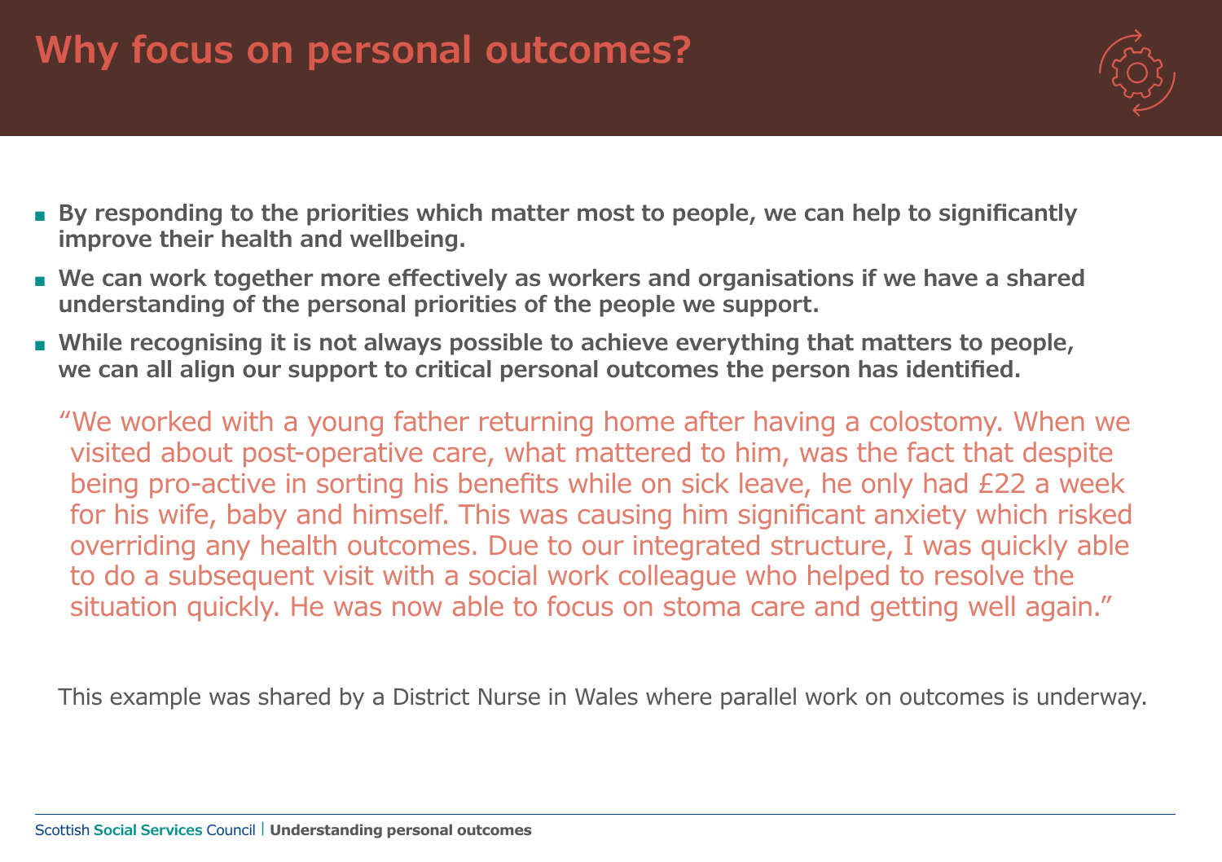# Why focus on personal outcomes?

- **By responding to the priorities which matter most to people, we can help to significantly improve their health and wellbeing.**
- **We can work together more effectively as workers and organisations if we have a shared understanding of the personal priorities of the people we support.**
- **While recognising it is not always possible to achieve everything that matters to people, we can all align our support to critical personal outcomes the person has identified.**

> "We worked with a young father returning home after having a colostomy. When we visited about post-operative care, what mattered to him, was the fact that despite being pro-active in sorting his benefits while on sick leave, he only had £22 a week for his wife, baby and himself. This was causing him significant anxiety which risked overriding any health outcomes. Due to our integrated structure, I was quickly able to do a subsequent visit with a social work colleague who helped to resolve the situation quickly. He was now able to focus on stoma care and getting well again."

This example was shared by a District Nurse in Wales where parallel work on outcomes is underway.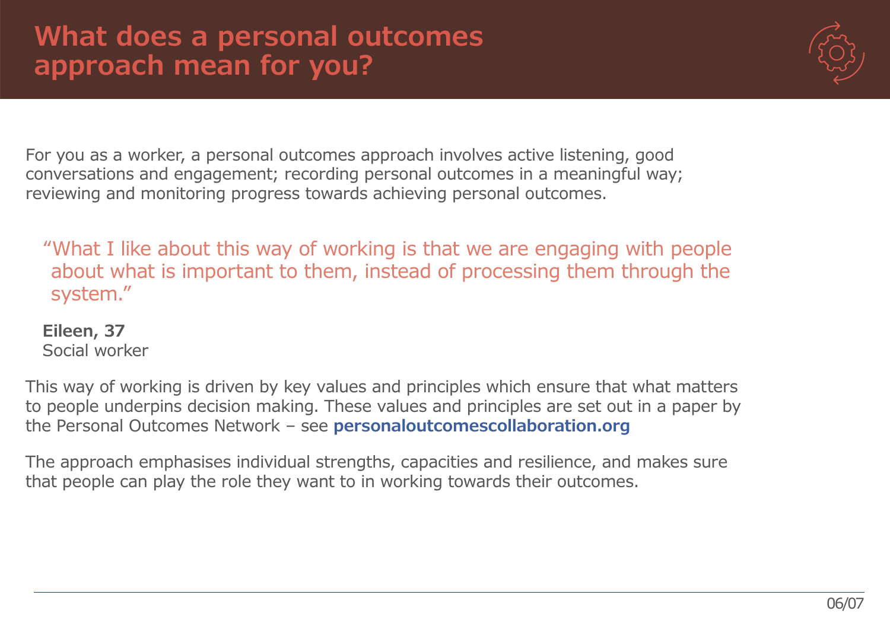# What does a personal outcomes approach mean for you?

For you as a worker, a personal outcomes approach involves active listening, good conversations and engagement; recording personal outcomes in a meaningful way; reviewing and monitoring progress towards achieving personal outcomes.

> "What I like about this way of working is that we are engaging with people about what is important to them, instead of processing them through the system."
>
> **Eileen, 37**
> Social worker

This way of working is driven by key values and principles which ensure that what matters to people underpins decision making. These values and principles are set out in a paper by the Personal Outcomes Network – see **personaloutcomescollaboration.org**

The approach emphasises individual strengths, capacities and resilience, and makes sure that people can play the role they want to in working towards their outcomes.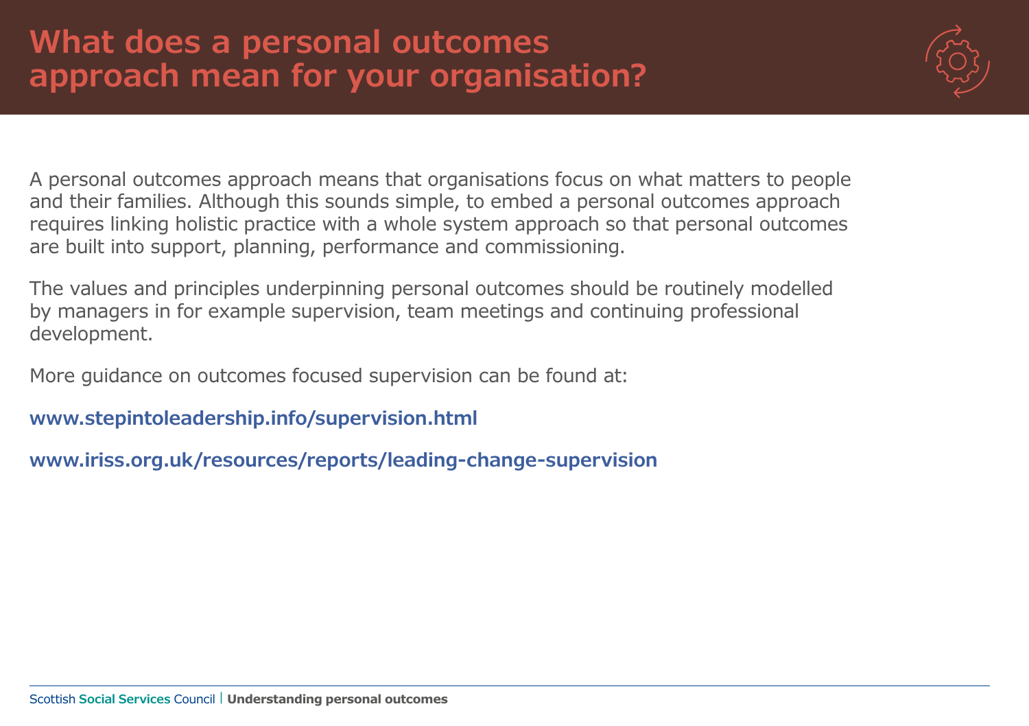# What does a personal outcomes approach mean for your organisation?

A personal outcomes approach means that organisations focus on what matters to people and their families. Although this sounds simple, to embed a personal outcomes approach requires linking holistic practice with a whole system approach so that personal outcomes are built into support, planning, performance and commissioning.

The values and principles underpinning personal outcomes should be routinely modelled by managers in for example supervision, team meetings and continuing professional development.

More guidance on outcomes focused supervision can be found at:

**www.stepintoleadership.info/supervision.html**

**www.iriss.org.uk/resources/reports/leading-change-supervision**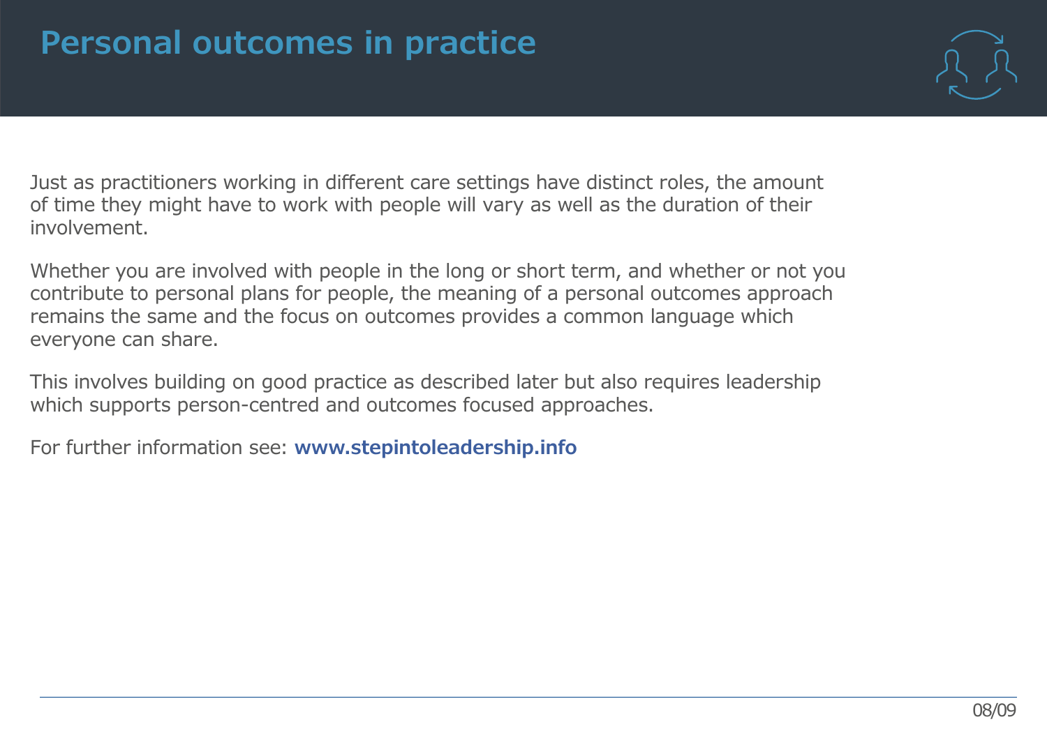# Personal outcomes in practice

Just as practitioners working in different care settings have distinct roles, the amount of time they might have to work with people will vary as well as the duration of their involvement.

Whether you are involved with people in the long or short term, and whether or not you contribute to personal plans for people, the meaning of a personal outcomes approach remains the same and the focus on outcomes provides a common language which everyone can share.

This involves building on good practice as described later but also requires leadership which supports person-centred and outcomes focused approaches.

For further information see: **www.stepintoleadership.info**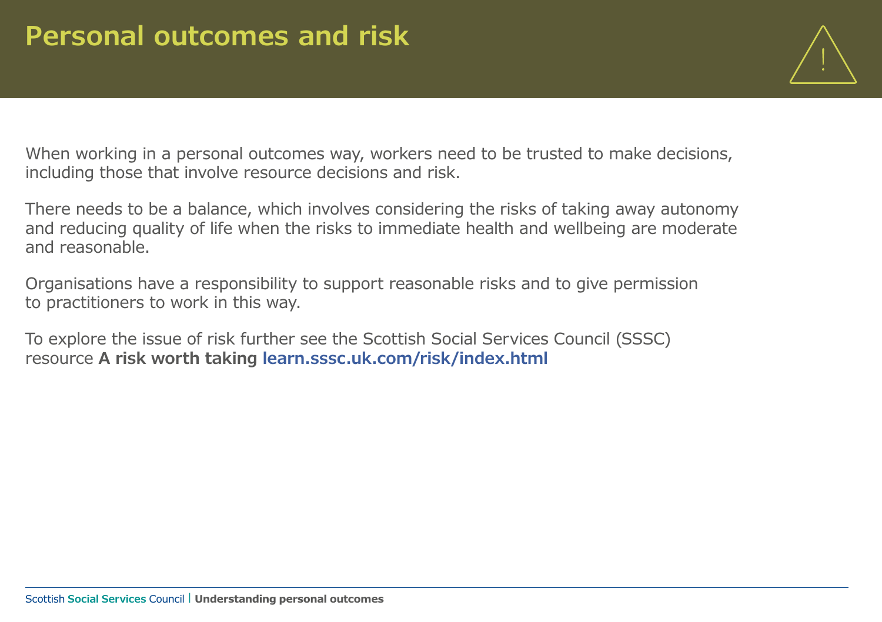# Personal outcomes and risk

When working in a personal outcomes way, workers need to be trusted to make decisions, including those that involve resource decisions and risk.

There needs to be a balance, which involves considering the risks of taking away autonomy and reducing quality of life when the risks to immediate health and wellbeing are moderate and reasonable.

Organisations have a responsibility to support reasonable risks and to give permission to practitioners to work in this way.

To explore the issue of risk further see the Scottish Social Services Council (SSSC) resource **A risk worth taking** **learn.sssc.uk.com/risk/index.html**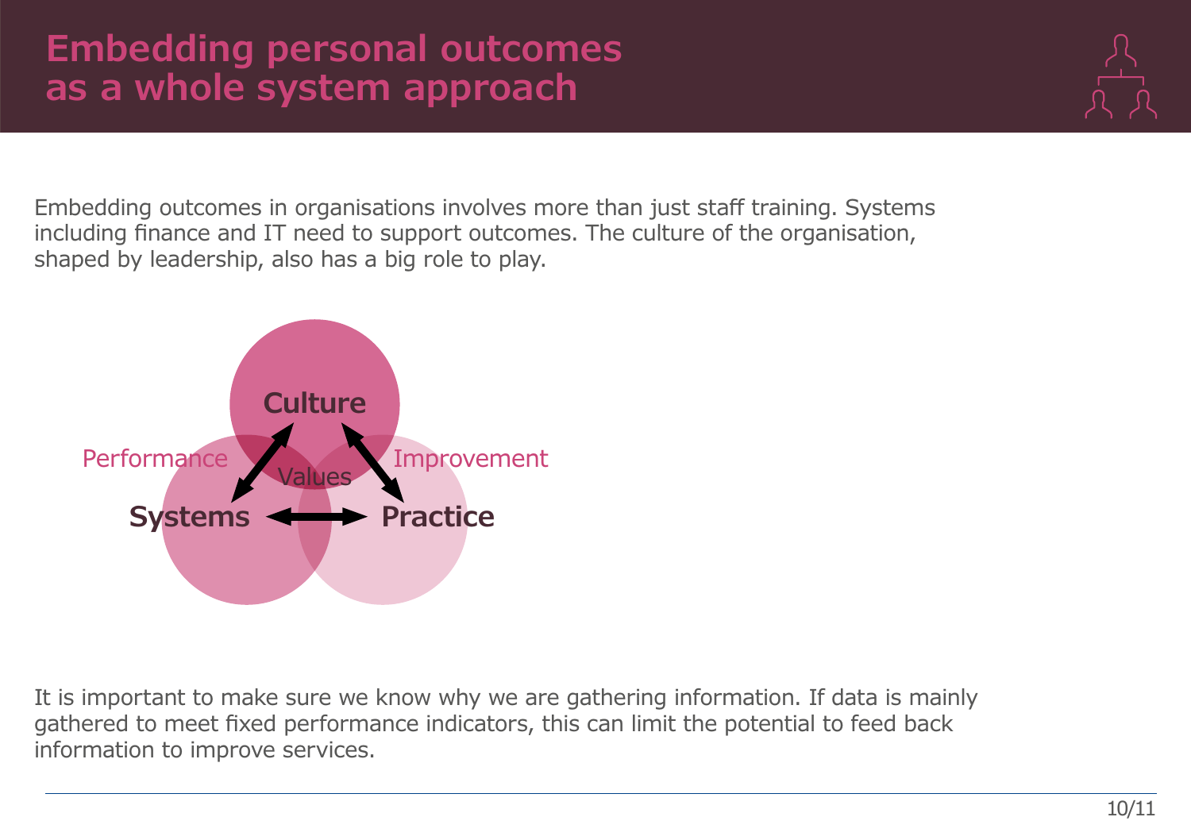# Embedding personal outcomes as a whole system approach

Embedding outcomes in organisations involves more than just staff training. Systems including finance and IT need to support outcomes. The culture of the organisation, shaped by leadership, also has a big role to play.

Culture

Performance

Values

Improvement

Systems

Practice

It is important to make sure we know why we are gathering information. If data is mainly gathered to meet fixed performance indicators, this can limit the potential to feed back information to improve services.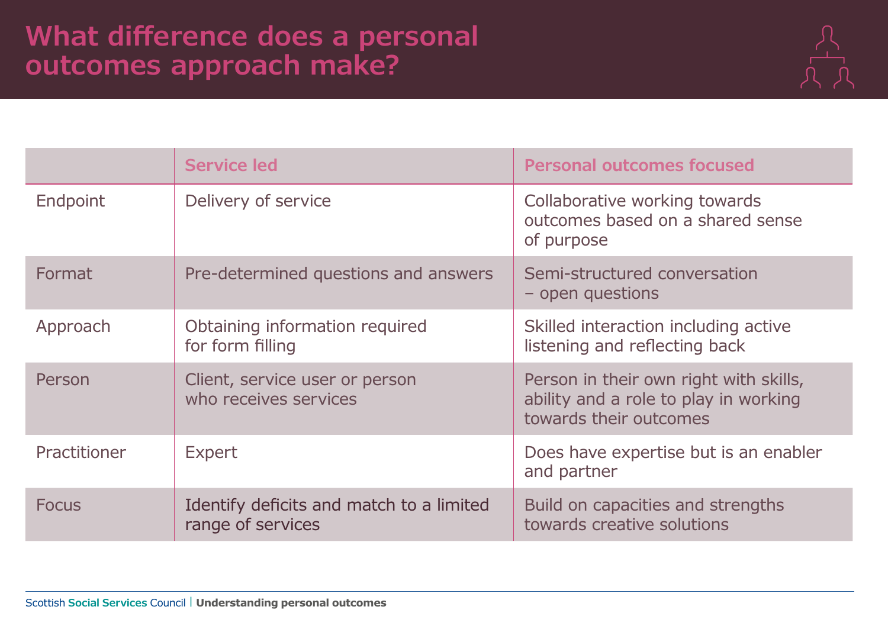# What difference does a personal outcomes approach make?

| | Service led | Personal outcomes focused |
|---|---|---|
| Endpoint | Delivery of service | Collaborative working towards outcomes based on a shared sense of purpose |
| Format | Pre-determined questions and answers | Semi-structured conversation – open questions |
| Approach | Obtaining information required for form filling | Skilled interaction including active listening and reflecting back |
| Person | Client, service user or person who receives services | Person in their own right with skills, ability and a role to play in working towards their outcomes |
| Practitioner | Expert | Does have expertise but is an enabler and partner |
| Focus | Identify deficits and match to a limited range of services | Build on capacities and strengths towards creative solutions |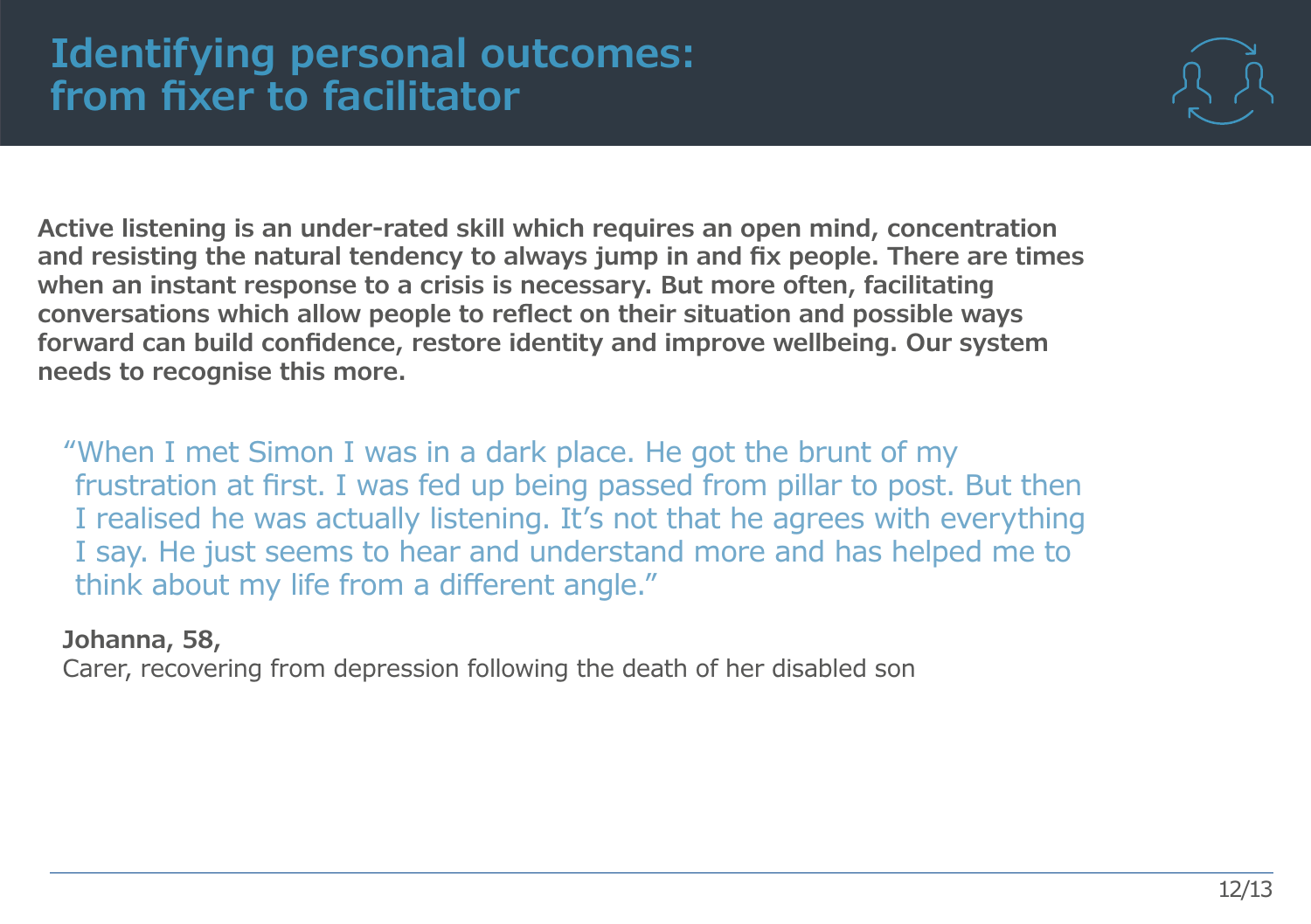# Identifying personal outcomes: from fixer to facilitator

**Active listening is an under-rated skill which requires an open mind, concentration and resisting the natural tendency to always jump in and fix people. There are times when an instant response to a crisis is necessary. But more often, facilitating conversations which allow people to reflect on their situation and possible ways forward can build confidence, restore identity and improve wellbeing. Our system needs to recognise this more.**

> "When I met Simon I was in a dark place. He got the brunt of my frustration at first. I was fed up being passed from pillar to post. But then I realised he was actually listening. It's not that he agrees with everything I say. He just seems to hear and understand more and has helped me to think about my life from a different angle."

**Johanna, 58,**
Carer, recovering from depression following the death of her disabled son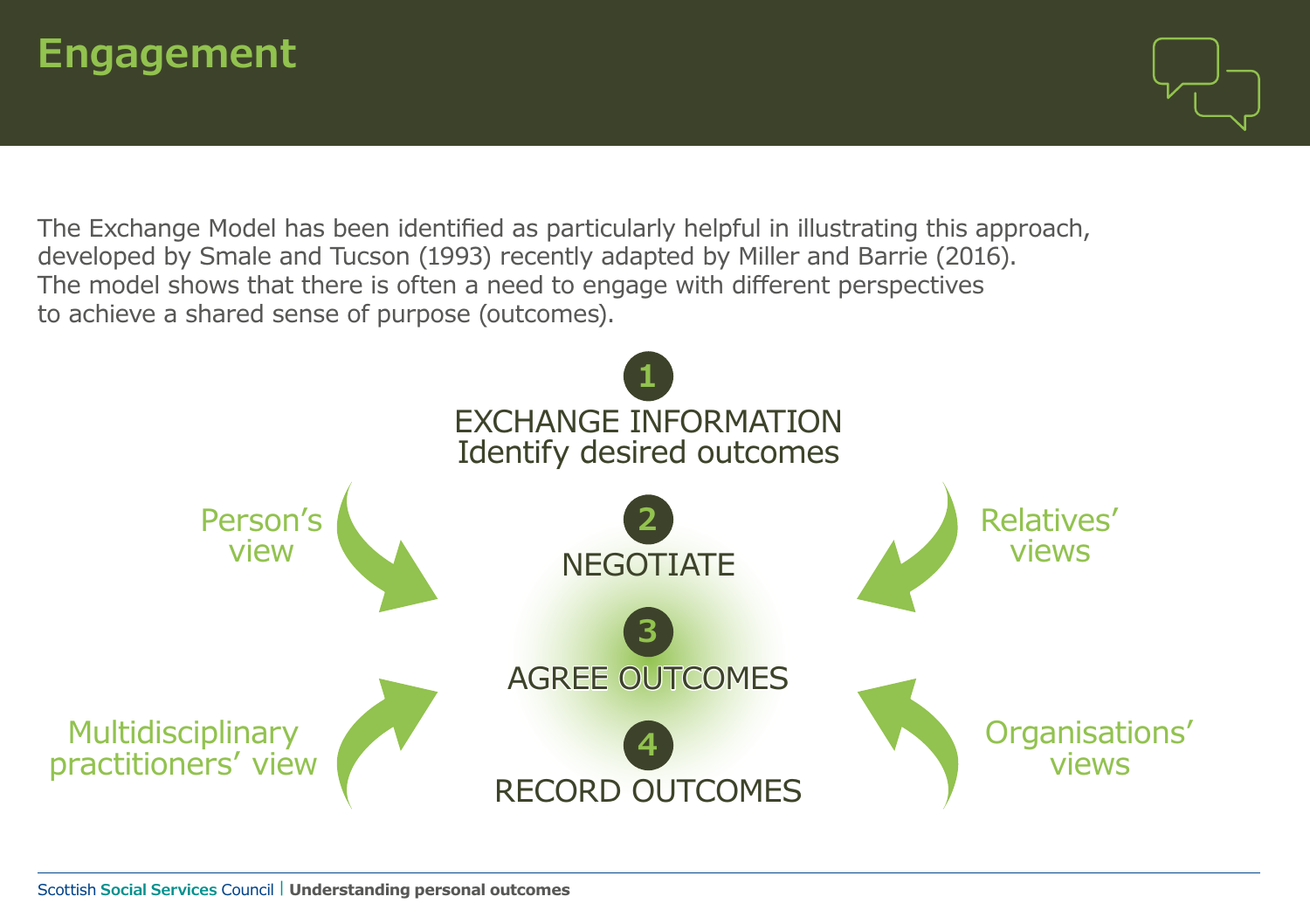# Engagement

The Exchange Model has been identified as particularly helpful in illustrating this approach, developed by Smale and Tucson (1993) recently adapted by Miller and Barrie (2016). The model shows that there is often a need to engage with different perspectives to achieve a shared sense of purpose (outcomes).

Person's view

Relatives' views

Multidisciplinary practitioners' view

Organisations' views

1. EXCHANGE INFORMATION
   Identify desired outcomes
2. NEGOTIATE
3. AGREE OUTCOMES
4. RECORD OUTCOMES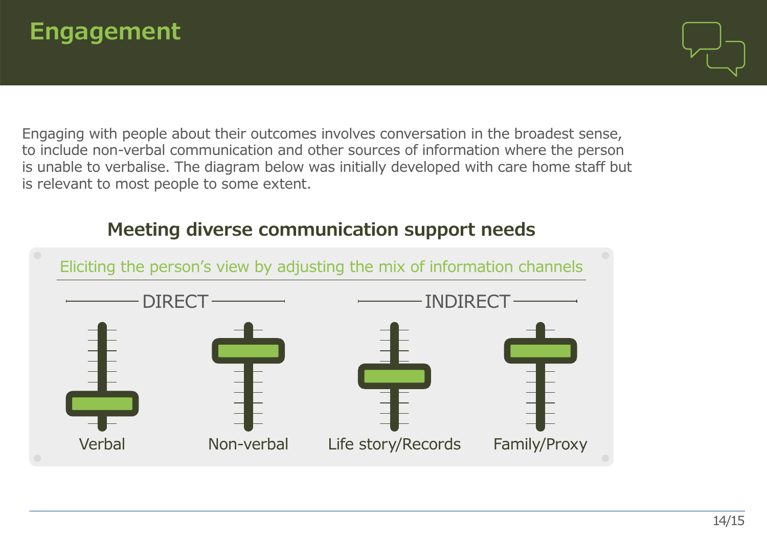# Engagement

Engaging with people about their outcomes involves conversation in the broadest sense, to include non-verbal communication and other sources of information where the person is unable to verbalise. The diagram below was initially developed with care home staff but is relevant to most people to some extent.

## Meeting diverse communication support needs

Eliciting the person's view by adjusting the mix of information channels

DIRECT

- Verbal
- Non-verbal

INDIRECT

- Life story/Records
- Family/Proxy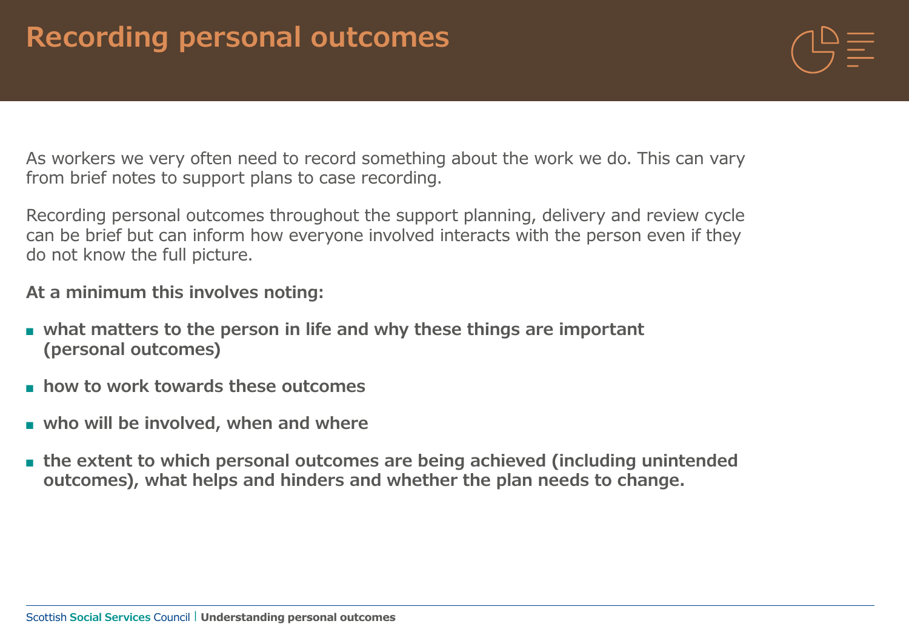# Recording personal outcomes

As workers we very often need to record something about the work we do. This can vary from brief notes to support plans to case recording.

Recording personal outcomes throughout the support planning, delivery and review cycle can be brief but can inform how everyone involved interacts with the person even if they do not know the full picture.

**At a minimum this involves noting:**

- **what matters to the person in life and why these things are important (personal outcomes)**
- **how to work towards these outcomes**
- **who will be involved, when and where**
- **the extent to which personal outcomes are being achieved (including unintended outcomes), what helps and hinders and whether the plan needs to change.**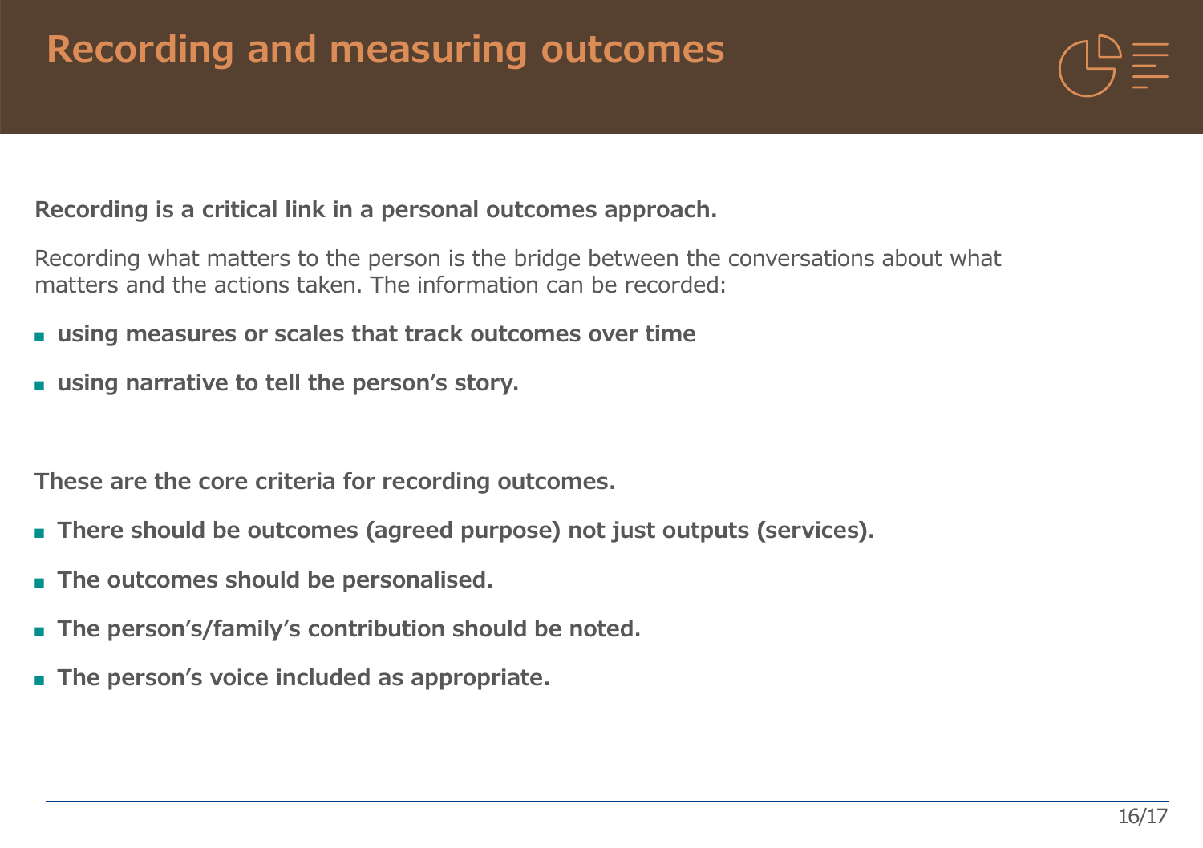# Recording and measuring outcomes

**Recording is a critical link in a personal outcomes approach.**

Recording what matters to the person is the bridge between the conversations about what matters and the actions taken. The information can be recorded:

- **using measures or scales that track outcomes over time**
- **using narrative to tell the person's story.**

**These are the core criteria for recording outcomes.**

- **There should be outcomes (agreed purpose) not just outputs (services).**
- **The outcomes should be personalised.**
- **The person's/family's contribution should be noted.**
- **The person's voice included as appropriate.**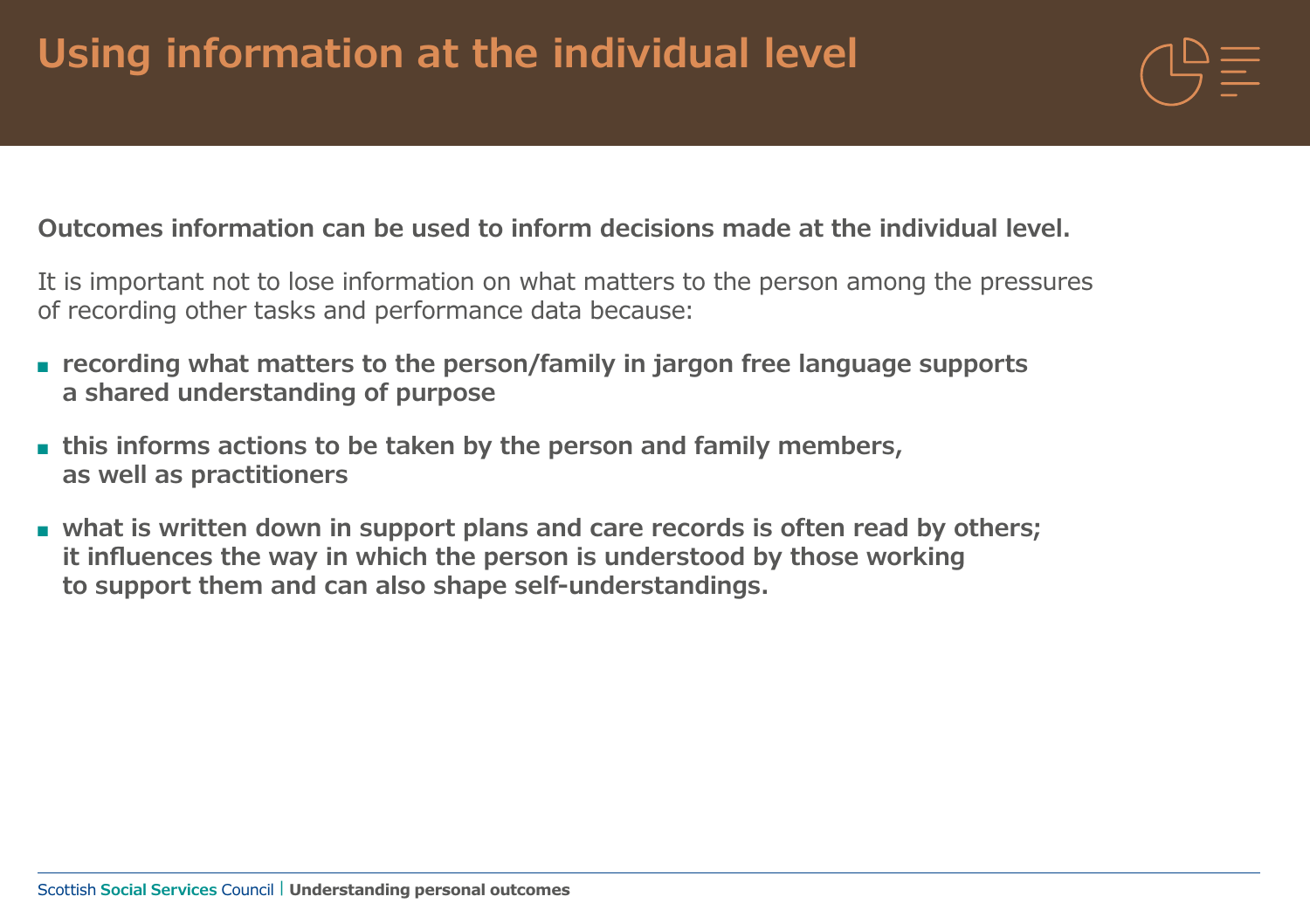# Using information at the individual level

**Outcomes information can be used to inform decisions made at the individual level.**

It is important not to lose information on what matters to the person among the pressures of recording other tasks and performance data because:

- **recording what matters to the person/family in jargon free language supports a shared understanding of purpose**
- **this informs actions to be taken by the person and family members, as well as practitioners**
- **what is written down in support plans and care records is often read by others; it influences the way in which the person is understood by those working to support them and can also shape self-understandings.**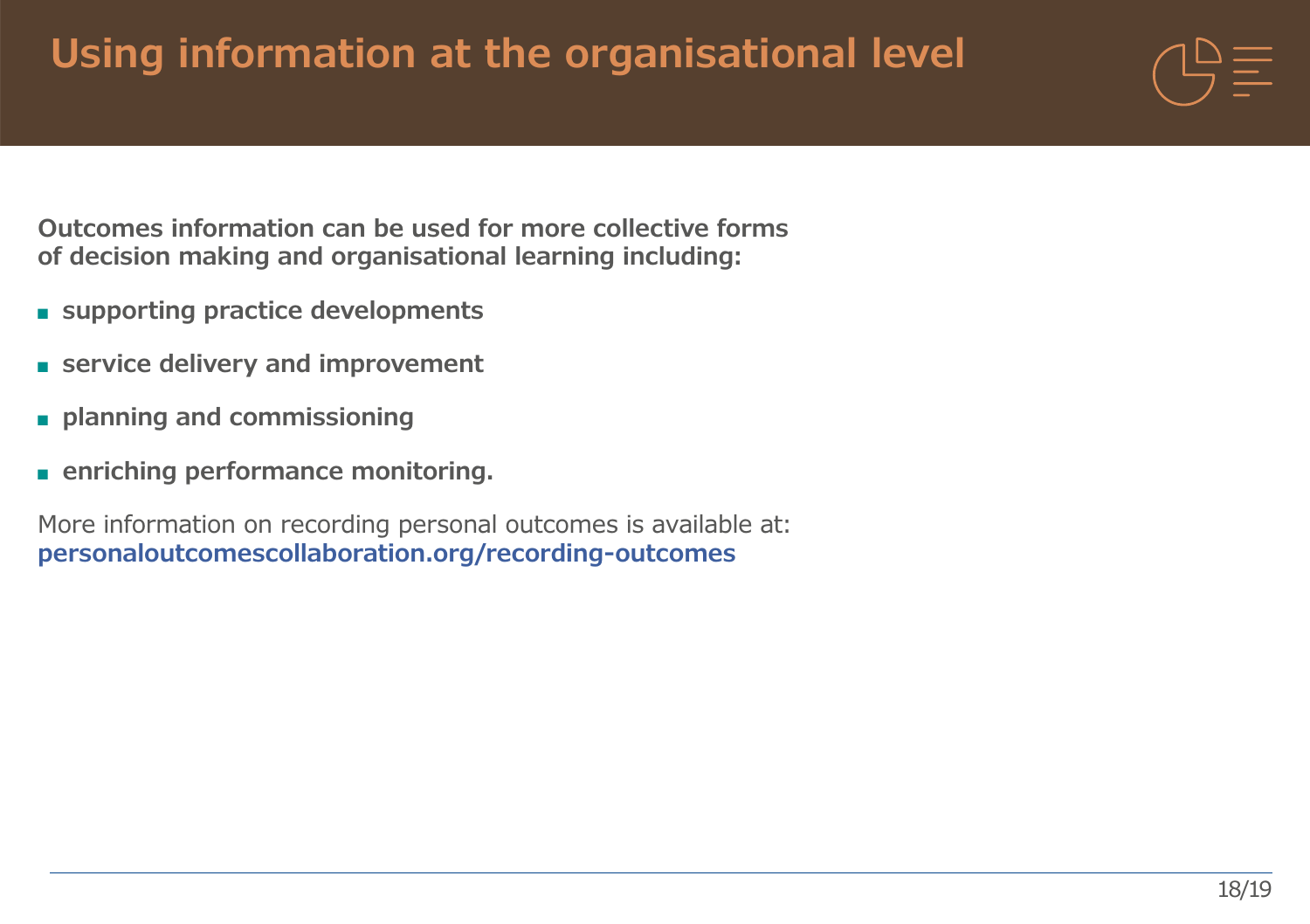# Using information at the organisational level

**Outcomes information can be used for more collective forms of decision making and organisational learning including:**

- **supporting practice developments**
- **service delivery and improvement**
- **planning and commissioning**
- **enriching performance monitoring.**

More information on recording personal outcomes is available at:
**personaloutcomescollaboration.org/recording-outcomes**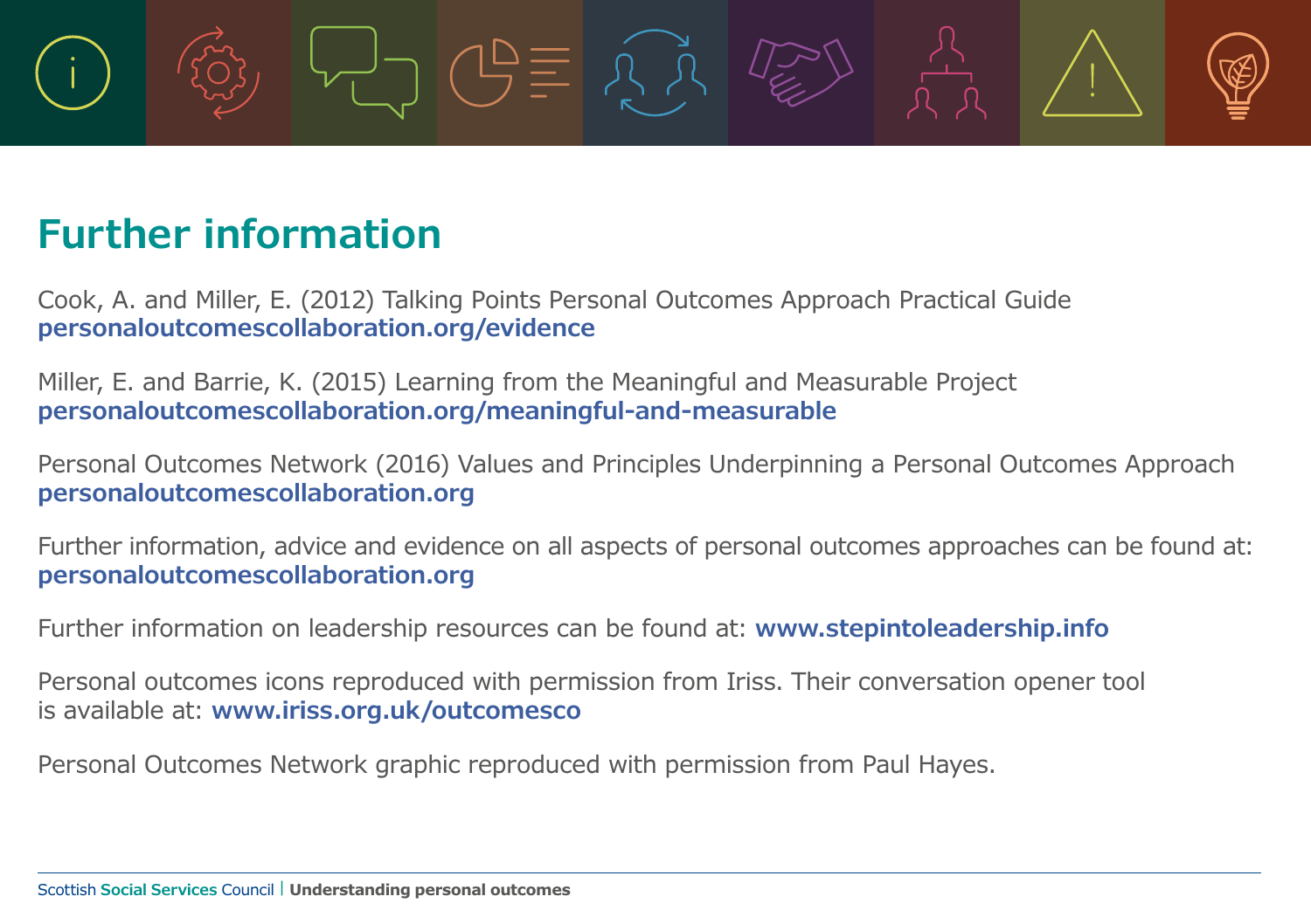# Further information

Cook, A. and Miller, E. (2012) Talking Points Personal Outcomes Approach Practical Guide
**personaloutcomescollaboration.org/evidence**

Miller, E. and Barrie, K. (2015) Learning from the Meaningful and Measurable Project
**personaloutcomescollaboration.org/meaningful-and-measurable**

Personal Outcomes Network (2016) Values and Principles Underpinning a Personal Outcomes Approach
**personaloutcomescollaboration.org**

Further information, advice and evidence on all aspects of personal outcomes approaches can be found at:
**personaloutcomescollaboration.org**

Further information on leadership resources can be found at: **www.stepintoleadership.info**

Personal outcomes icons reproduced with permission from Iriss. Their conversation opener tool is available at: **www.iriss.org.uk/outcomesco**

Personal Outcomes Network graphic reproduced with permission from Paul Hayes.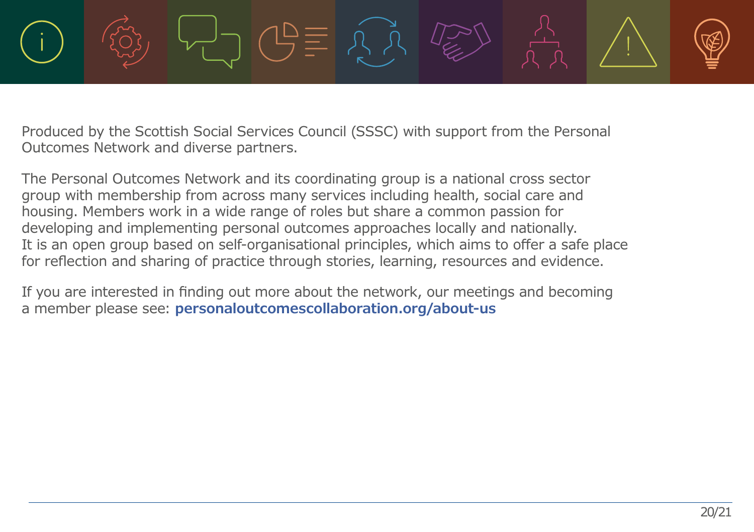Produced by the Scottish Social Services Council (SSSC) with support from the Personal Outcomes Network and diverse partners.

The Personal Outcomes Network and its coordinating group is a national cross sector group with membership from across many services including health, social care and housing. Members work in a wide range of roles but share a common passion for developing and implementing personal outcomes approaches locally and nationally. It is an open group based on self-organisational principles, which aims to offer a safe place for reflection and sharing of practice through stories, learning, resources and evidence.

If you are interested in finding out more about the network, our meetings and becoming a member please see: **personaloutcomescollaboration.org/about-us**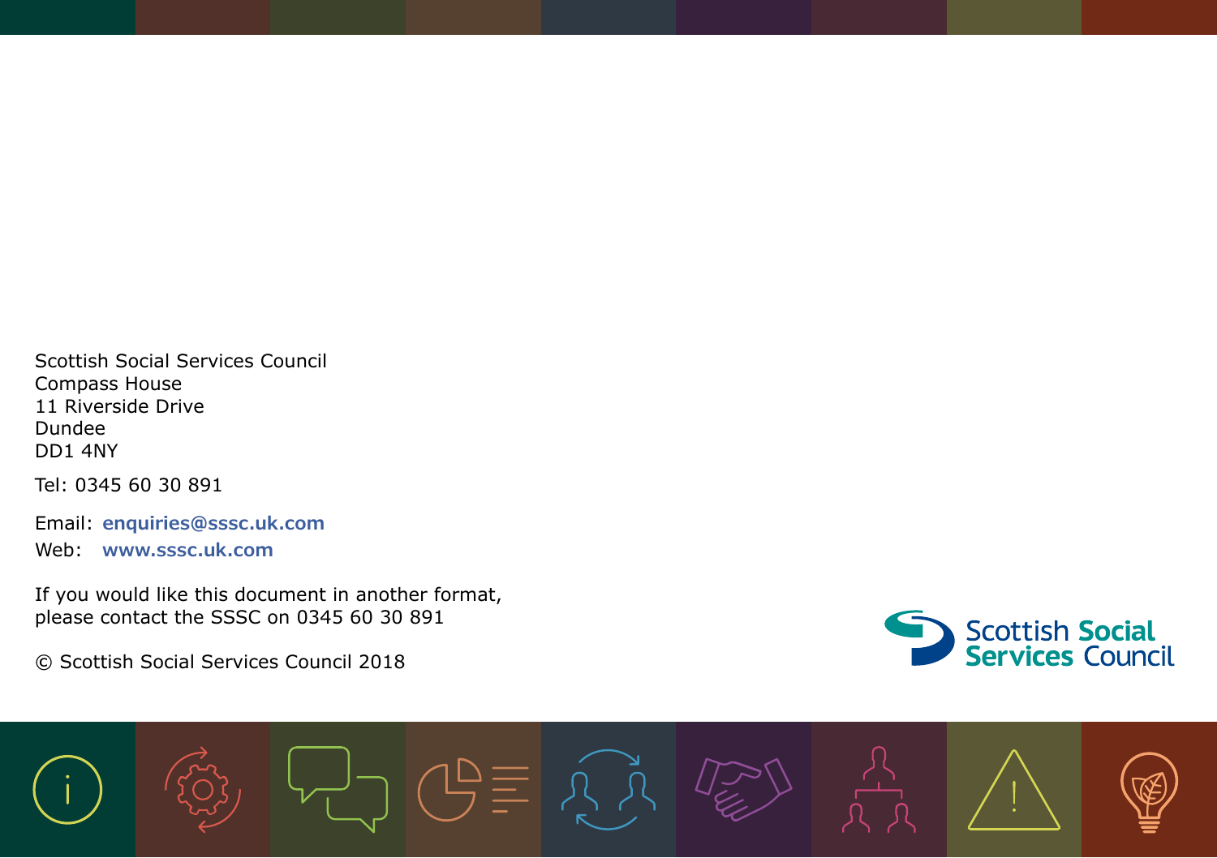Scottish Social Services Council
Compass House
11 Riverside Drive
Dundee
DD1 4NY

Tel: 0345 60 30 891

Email: **enquiries@sssc.uk.com**
Web: **www.sssc.uk.com**

If you would like this document in another format, please contact the SSSC on 0345 60 30 891

© Scottish Social Services Council 2018

Scottish Social Services Council